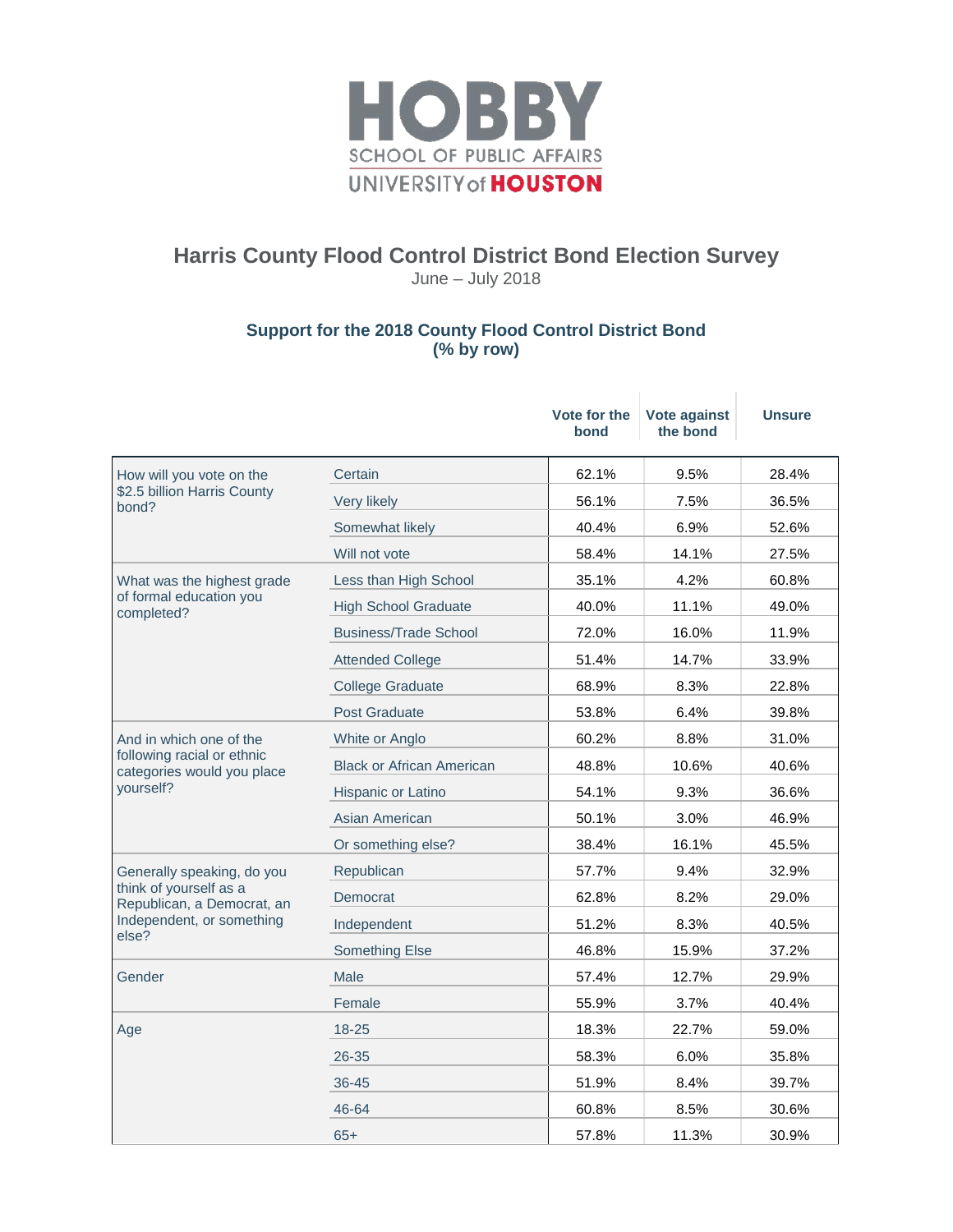HOBBY
SCHOOL OF PUBLIC AFFAIRS
UNIVERSITY of HOUSTON

# Harris County Flood Control District Bond Election Survey

June – July 2018

## Support for the 2018 County Flood Control District Bond
**(% by row)**

| | | Vote for the bond | Vote against the bond | Unsure |
|---|---|---|---|---|
| How will you vote on the $2.5 billion Harris County bond? | Certain | 62.1% | 9.5% | 28.4% |
| | Very likely | 56.1% | 7.5% | 36.5% |
| | Somewhat likely | 40.4% | 6.9% | 52.6% |
| | Will not vote | 58.4% | 14.1% | 27.5% |
| What was the highest grade of formal education you completed? | Less than High School | 35.1% | 4.2% | 60.8% |
| | High School Graduate | 40.0% | 11.1% | 49.0% |
| | Business/Trade School | 72.0% | 16.0% | 11.9% |
| | Attended College | 51.4% | 14.7% | 33.9% |
| | College Graduate | 68.9% | 8.3% | 22.8% |
| | Post Graduate | 53.8% | 6.4% | 39.8% |
| And in which one of the following racial or ethnic categories would you place yourself? | White or Anglo | 60.2% | 8.8% | 31.0% |
| | Black or African American | 48.8% | 10.6% | 40.6% |
| | Hispanic or Latino | 54.1% | 9.3% | 36.6% |
| | Asian American | 50.1% | 3.0% | 46.9% |
| | Or something else? | 38.4% | 16.1% | 45.5% |
| Generally speaking, do you think of yourself as a Republican, a Democrat, an Independent, or something else? | Republican | 57.7% | 9.4% | 32.9% |
| | Democrat | 62.8% | 8.2% | 29.0% |
| | Independent | 51.2% | 8.3% | 40.5% |
| | Something Else | 46.8% | 15.9% | 37.2% |
| Gender | Male | 57.4% | 12.7% | 29.9% |
| | Female | 55.9% | 3.7% | 40.4% |
| Age | 18-25 | 18.3% | 22.7% | 59.0% |
| | 26-35 | 58.3% | 6.0% | 35.8% |
| | 36-45 | 51.9% | 8.4% | 39.7% |
| | 46-64 | 60.8% | 8.5% | 30.6% |
| | 65+ | 57.8% | 11.3% | 30.9% |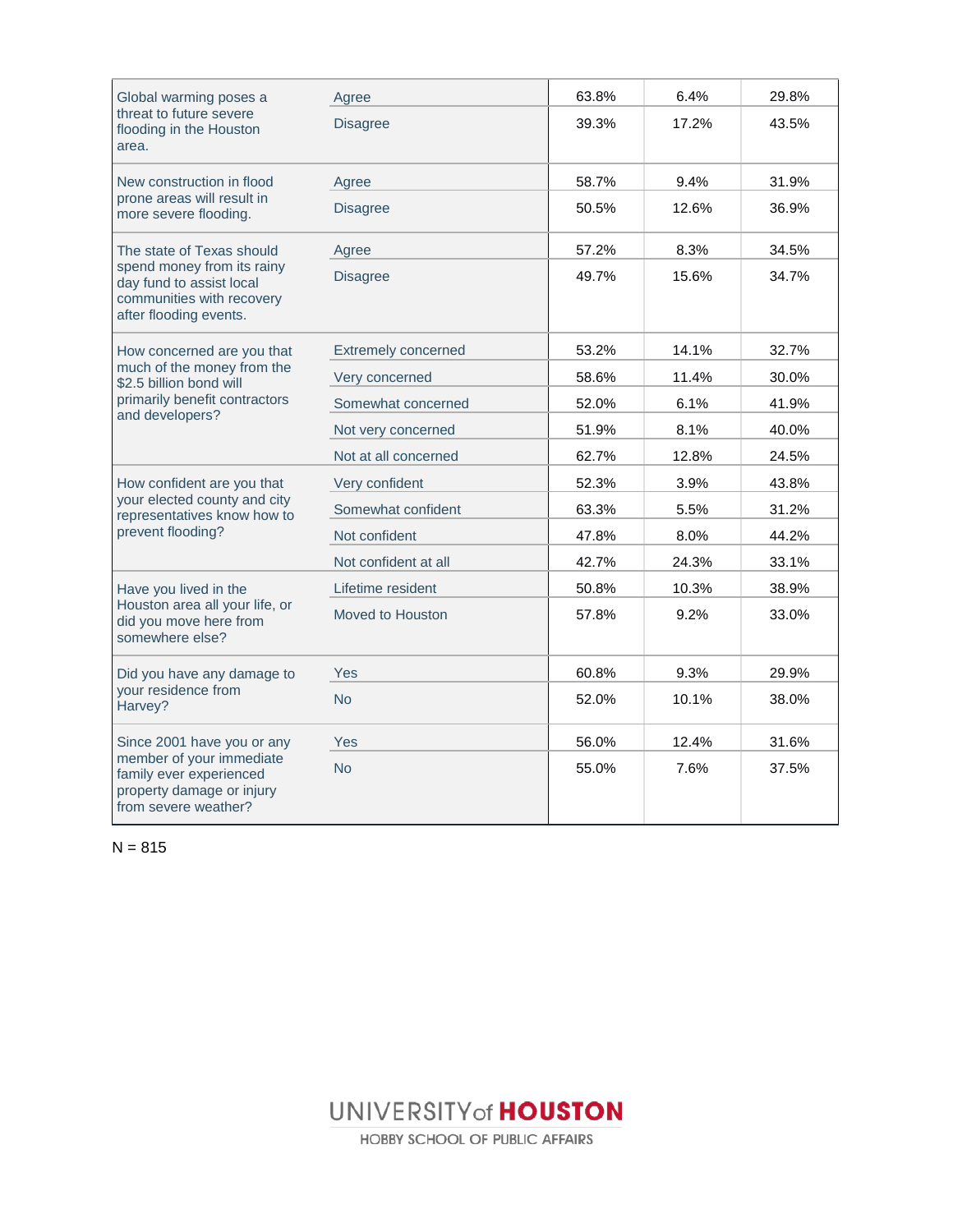| | | | | |
|---|---|---|---|---|
| Global warming poses a threat to future severe flooding in the Houston area. | Agree | 63.8% | 6.4% | 29.8% |
| | Disagree | 39.3% | 17.2% | 43.5% |
| New construction in flood prone areas will result in more severe flooding. | Agree | 58.7% | 9.4% | 31.9% |
| | Disagree | 50.5% | 12.6% | 36.9% |
| The state of Texas should spend money from its rainy day fund to assist local communities with recovery after flooding events. | Agree | 57.2% | 8.3% | 34.5% |
| | Disagree | 49.7% | 15.6% | 34.7% |
| How concerned are you that much of the money from the $2.5 billion bond will primarily benefit contractors and developers? | Extremely concerned | 53.2% | 14.1% | 32.7% |
| | Very concerned | 58.6% | 11.4% | 30.0% |
| | Somewhat concerned | 52.0% | 6.1% | 41.9% |
| | Not very concerned | 51.9% | 8.1% | 40.0% |
| | Not at all concerned | 62.7% | 12.8% | 24.5% |
| How confident are you that your elected county and city representatives know how to prevent flooding? | Very confident | 52.3% | 3.9% | 43.8% |
| | Somewhat confident | 63.3% | 5.5% | 31.2% |
| | Not confident | 47.8% | 8.0% | 44.2% |
| | Not confident at all | 42.7% | 24.3% | 33.1% |
| Have you lived in the Houston area all your life, or did you move here from somewhere else? | Lifetime resident | 50.8% | 10.3% | 38.9% |
| | Moved to Houston | 57.8% | 9.2% | 33.0% |
| Did you have any damage to your residence from Harvey? | Yes | 60.8% | 9.3% | 29.9% |
| | No | 52.0% | 10.1% | 38.0% |
| Since 2001 have you or any member of your immediate family ever experienced property damage or injury from severe weather? | Yes | 56.0% | 12.4% | 31.6% |
| | No | 55.0% | 7.6% | 37.5% |

N = 815

UNIVERSITY of HOUSTON
HOBBY SCHOOL OF PUBLIC AFFAIRS